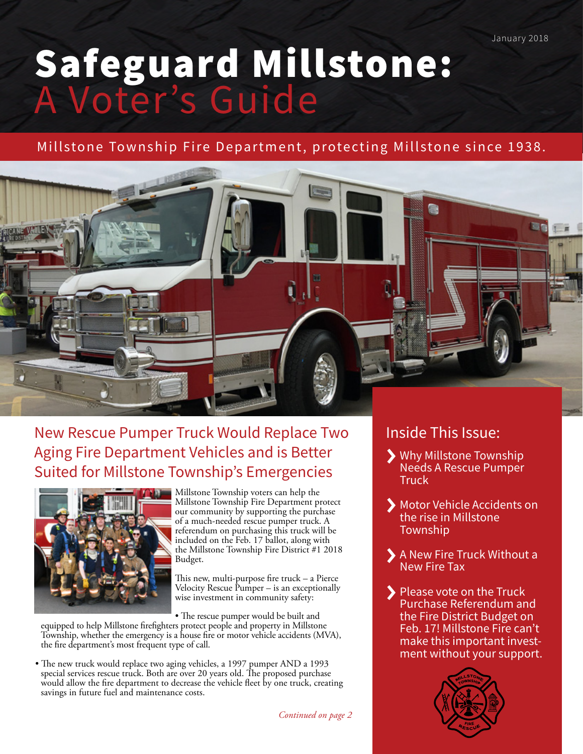January 2018

# Safeguard Millstone: A Voter's Guide

Millstone Township Fire Department, protecting Millstone since 1938.

## New Rescue Pumper Truck Would Replace Two Aging Fire Department Vehicles and is Better Suited for Millstone Township's Emergencies

Millstone Township voters can help the Millstone Township Fire Department protect our community by supporting the purchase of a much-needed rescue pumper truck. A referendum on purchasing this truck will be included on the Feb. 17 ballot, along with the Millstone Township Fire District #1 2018 Budget.

This new, multi-purpose fire truck – a Pierce Velocity Rescue Pumper – is an exceptionally wise investment in community safety:

- The rescue pumper would be built and equipped to help Millstone firefighters protect people and property in Millstone Township, whether the emergency is a house fire or motor vehicle accidents (MVA), the fire department's most frequent type of call.
- The new truck would replace two aging vehicles, a 1997 pumper AND a 1993 special services rescue truck. Both are over 20 years old. The proposed purchase would allow the fire department to decrease the vehicle fleet by one truck, creating savings in future fuel and maintenance costs.

*Continued on page 2*

## Inside This Issue:

- Why Millstone Township Needs A Rescue Pumper Truck
- Motor Vehicle Accidents on the rise in Millstone Township
- A New Fire Truck Without a New Fire Tax
- Please vote on the Truck Purchase Referendum and the Fire District Budget on Feb. 17! Millstone Fire can't make this important investment without your support.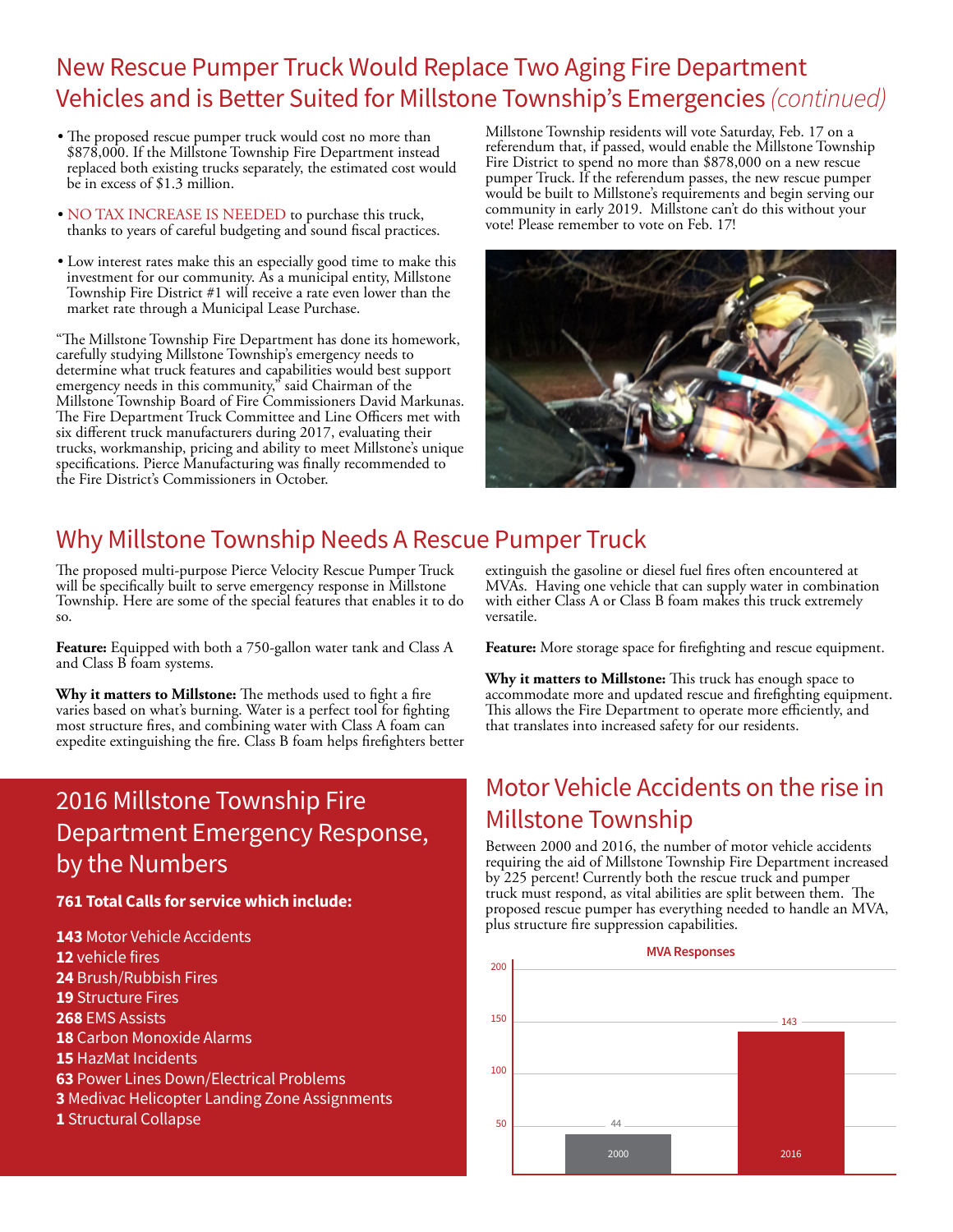# New Rescue Pumper Truck Would Replace Two Aging Fire Department Vehicles and is Better Suited for Millstone Township's Emergencies *(continued)*

- The proposed rescue pumper truck would cost no more than $878,000. If the Millstone Township Fire Department instead replaced both existing trucks separately, the estimated cost would be in excess of $1.3 million.
- NO TAX INCREASE IS NEEDED to purchase this truck, thanks to years of careful budgeting and sound fiscal practices.
- Low interest rates make this an especially good time to make this investment for our community. As a municipal entity, Millstone Township Fire District #1 will receive a rate even lower than the market rate through a Municipal Lease Purchase.

"The Millstone Township Fire Department has done its homework, carefully studying Millstone Township's emergency needs to determine what truck features and capabilities would best support emergency needs in this community," said Chairman of the Millstone Township Board of Fire Commissioners David Markunas. The Fire Department Truck Committee and Line Officers met with six different truck manufacturers during 2017, evaluating their trucks, workmanship, pricing and ability to meet Millstone's unique specifications. Pierce Manufacturing was finally recommended to the Fire District's Commissioners in October.

Millstone Township residents will vote Saturday, Feb. 17 on a referendum that, if passed, would enable the Millstone Township Fire District to spend no more than $878,000 on a new rescue pumper Truck. If the referendum passes, the new rescue pumper would be built to Millstone's requirements and begin serving our community in early 2019. Millstone can't do this without your vote! Please remember to vote on Feb. 17!

## Why Millstone Township Needs A Rescue Pumper Truck

The proposed multi-purpose Pierce Velocity Rescue Pumper Truck will be specifically built to serve emergency response in Millstone Township. Here are some of the special features that enables it to do so.

**Feature:** Equipped with both a 750-gallon water tank and Class A and Class B foam systems.

**Why it matters to Millstone:** The methods used to fight a fire varies based on what's burning. Water is a perfect tool for fighting most structure fires, and combining water with Class A foam can expedite extinguishing the fire. Class B foam helps firefighters better extinguish the gasoline or diesel fuel fires often encountered at MVAs. Having one vehicle that can supply water in combination with either Class A or Class B foam makes this truck extremely versatile.

**Feature:** More storage space for firefighting and rescue equipment.

**Why it matters to Millstone:** This truck has enough space to accommodate more and updated rescue and firefighting equipment. This allows the Fire Department to operate more efficiently, and that translates into increased safety for our residents.

## 2016 Millstone Township Fire Department Emergency Response, by the Numbers

**761 Total Calls for service which include:**

- **143** Motor Vehicle Accidents
- **12** vehicle fires
- **24** Brush/Rubbish Fires
- **19** Structure Fires
- **268** EMS Assists
- **18** Carbon Monoxide Alarms
- **15** HazMat Incidents
- **63** Power Lines Down/Electrical Problems
- **3** Medivac Helicopter Landing Zone Assignments
- **1** Structural Collapse

## Motor Vehicle Accidents on the rise in Millstone Township

Between 2000 and 2016, the number of motor vehicle accidents requiring the aid of Millstone Township Fire Department increased by 225 percent! Currently both the rescue truck and pumper truck must respond, as vital abilities are split between them. The proposed rescue pumper has everything needed to handle an MVA, plus structure fire suppression capabilities.

**MVA Responses**

| Year | MVA Responses |
|---|---|
| 2000 | 44 |
| 2016 | 143 |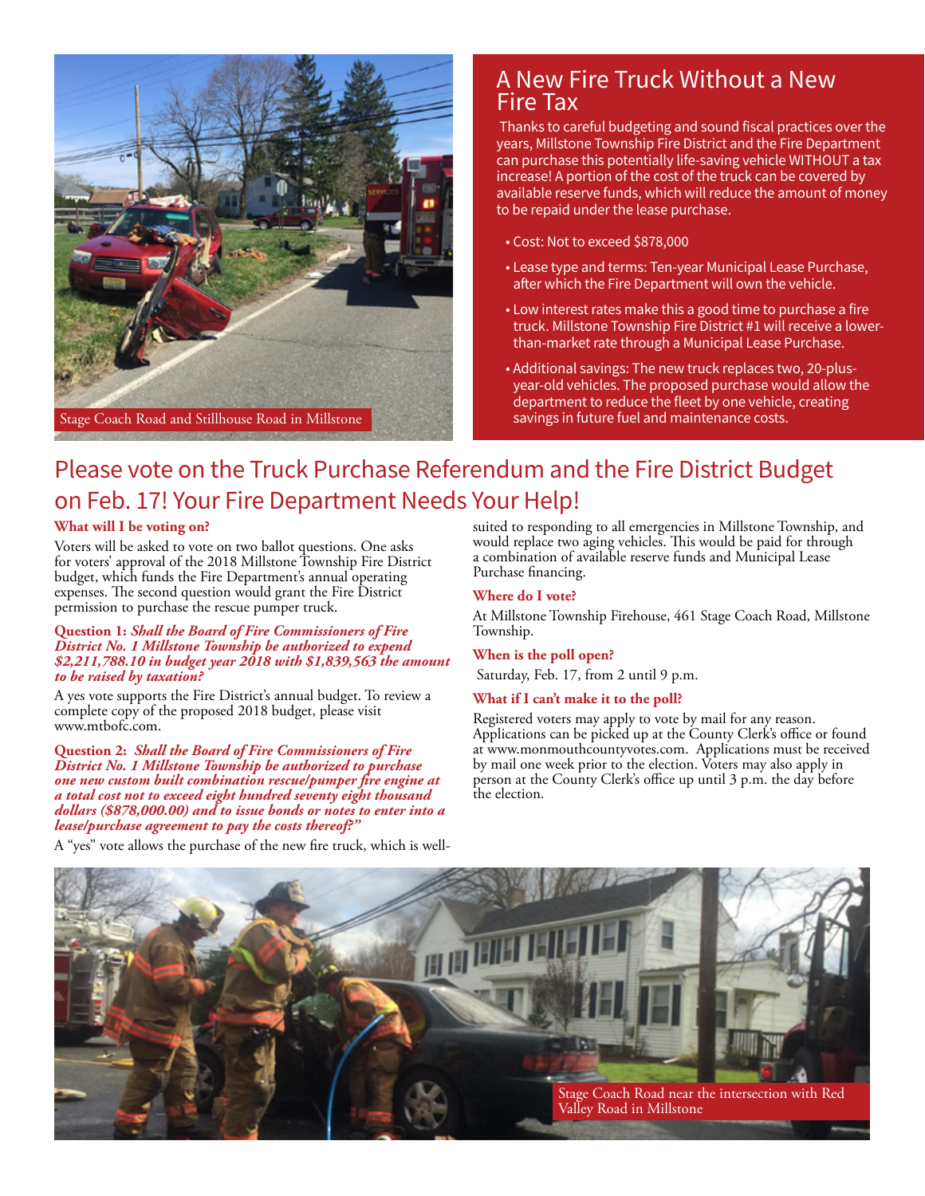Stage Coach Road and Stillhouse Road in Millstone

## A New Fire Truck Without a New Fire Tax

Thanks to careful budgeting and sound fiscal practices over the years, Millstone Township Fire District and the Fire Department can purchase this potentially life-saving vehicle WITHOUT a tax increase! A portion of the cost of the truck can be covered by available reserve funds, which will reduce the amount of money to be repaid under the lease purchase.

- Cost: Not to exceed $878,000
- Lease type and terms: Ten-year Municipal Lease Purchase, after which the Fire Department will own the vehicle.
- Low interest rates make this a good time to purchase a fire truck. Millstone Township Fire District #1 will receive a lower-than-market rate through a Municipal Lease Purchase.
- Additional savings: The new truck replaces two, 20-plus-year-old vehicles. The proposed purchase would allow the department to reduce the fleet by one vehicle, creating savings in future fuel and maintenance costs.

## Please vote on the Truck Purchase Referendum and the Fire District Budget on Feb. 17! Your Fire Department Needs Your Help!

### What will I be voting on?

Voters will be asked to vote on two ballot questions. One asks for voters' approval of the 2018 Millstone Township Fire District budget, which funds the Fire Department's annual operating expenses. The second question would grant the Fire District permission to purchase the rescue pumper truck.

**Question 1:** ***Shall the Board of Fire Commissioners of Fire District No. 1 Millstone Township be authorized to expend $2,211,788.10 in budget year 2018 with $1,839,563 the amount to be raised by taxation?***

A yes vote supports the Fire District's annual budget. To review a complete copy of the proposed 2018 budget, please visit www.mtbofc.com.

**Question 2:** ***Shall the Board of Fire Commissioners of Fire District No. 1 Millstone Township be authorized to purchase one new custom built combination rescue/pumper fire engine at a total cost not to exceed eight hundred seventy eight thousand dollars ($878,000.00) and to issue bonds or notes to enter into a lease/purchase agreement to pay the costs thereof?"***

A "yes" vote allows the purchase of the new fire truck, which is well-suited to responding to all emergencies in Millstone Township, and would replace two aging vehicles. This would be paid for through a combination of available reserve funds and Municipal Lease Purchase financing.

### Where do I vote?

At Millstone Township Firehouse, 461 Stage Coach Road, Millstone Township.

### When is the poll open?

Saturday, Feb. 17, from 2 until 9 p.m.

### What if I can't make it to the poll?

Registered voters may apply to vote by mail for any reason. Applications can be picked up at the County Clerk's office or found at www.monmouthcountyvotes.com. Applications must be received by mail one week prior to the election. Voters may also apply in person at the County Clerk's office up until 3 p.m. the day before the election.

Stage Coach Road near the intersection with Red Valley Road in Millstone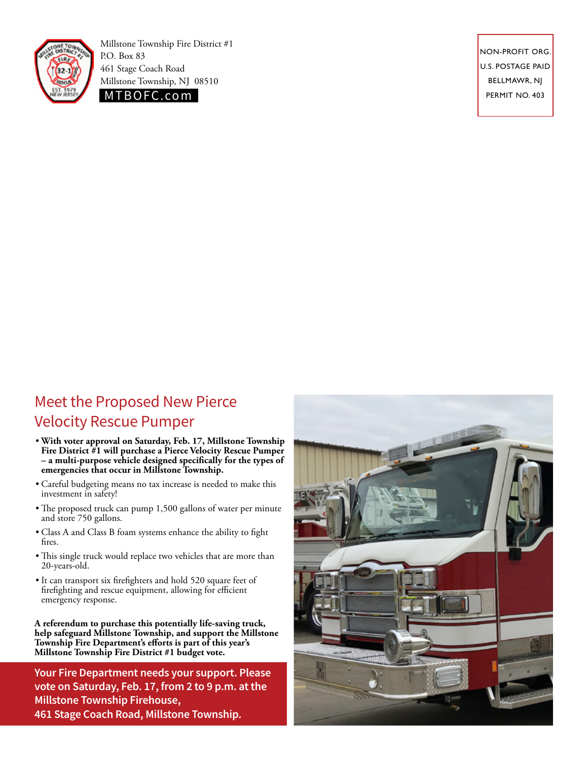Millstone Township Fire District #1
P.O. Box 83
461 Stage Coach Road
Millstone Township, NJ 08510
MTBOFC.com

NON-PROFIT ORG.
U.S. POSTAGE PAID
BELLMAWR, NJ
PERMIT NO. 403

## Meet the Proposed New Pierce Velocity Rescue Pumper

- **With voter approval on Saturday, Feb. 17, Millstone Township Fire District #1 will purchase a Pierce Velocity Rescue Pumper – a multi-purpose vehicle designed specifically for the types of emergencies that occur in Millstone Township.**
- Careful budgeting means no tax increase is needed to make this investment in safety!
- The proposed truck can pump 1,500 gallons of water per minute and store 750 gallons.
- Class A and Class B foam systems enhance the ability to fight fires.
- This single truck would replace two vehicles that are more than 20-years-old.
- It can transport six firefighters and hold 520 square feet of firefighting and rescue equipment, allowing for efficient emergency response.

**A referendum to purchase this potentially life-saving truck, help safeguard Millstone Township, and support the Millstone Township Fire Department's efforts is part of this year's Millstone Township Fire District #1 budget vote.**

**Your Fire Department needs your support. Please vote on Saturday, Feb. 17, from 2 to 9 p.m. at the Millstone Township Firehouse, 461 Stage Coach Road, Millstone Township.**